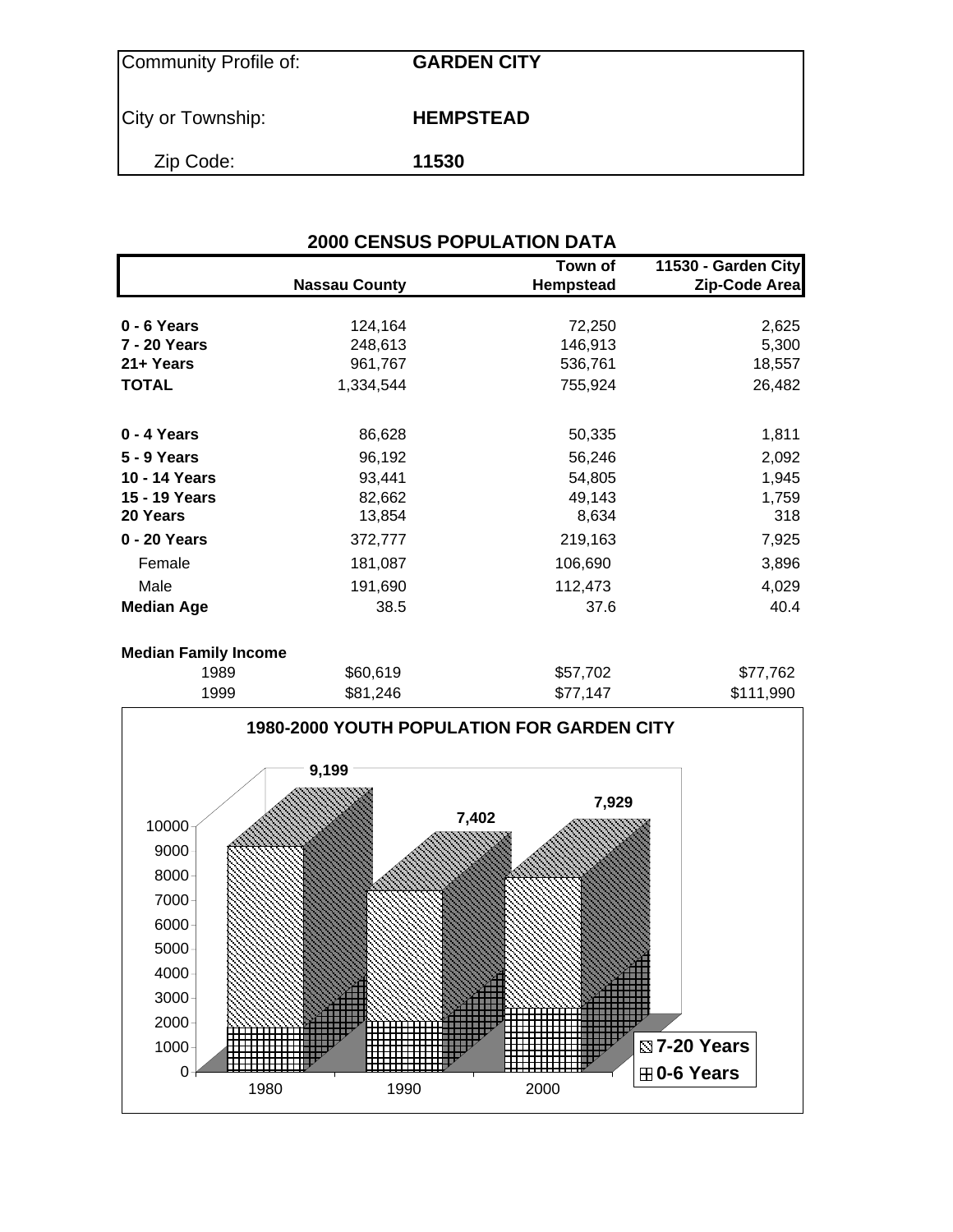| Community Profile of: | GARDEN CITY |
| --- | --- |
| City or Township: | HEMPSTEAD |
| Zip Code: | 11530 |

## 2000 CENSUS POPULATION DATA

| | Nassau County | Town of Hempstead | 11530 - Garden City Zip-Code Area |
| --- | --- | --- | --- |
| **0 - 6 Years** | 124,164 | 72,250 | 2,625 |
| **7 - 20 Years** | 248,613 | 146,913 | 5,300 |
| **21+ Years** | 961,767 | 536,761 | 18,557 |
| **TOTAL** | 1,334,544 | 755,924 | 26,482 |
| | | | |
| **0 - 4 Years** | 86,628 | 50,335 | 1,811 |
| **5 - 9 Years** | 96,192 | 56,246 | 2,092 |
| **10 - 14 Years** | 93,441 | 54,805 | 1,945 |
| **15 - 19 Years** | 82,662 | 49,143 | 1,759 |
| **20 Years** | 13,854 | 8,634 | 318 |
| **0 - 20 Years** | 372,777 | 219,163 | 7,925 |
| Female | 181,087 | 106,690 | 3,896 |
| Male | 191,690 | 112,473 | 4,029 |
| **Median Age** | 38.5 | 37.6 | 40.4 |
| | | | |
| **Median Family Income** | | | |
| 1989 | $60,619 | $57,702 | $77,762 |
| 1999 | $81,246 | $77,147 | $111,990 |

**1980-2000 YOUTH POPULATION FOR GARDEN CITY**

| Year | Total (0-20) |
| --- | --- |
| 1980 | 9,199 |
| 1990 | 7,402 |
| 2000 | 7,929 |

Legend: 7-20 Years; 0-6 Years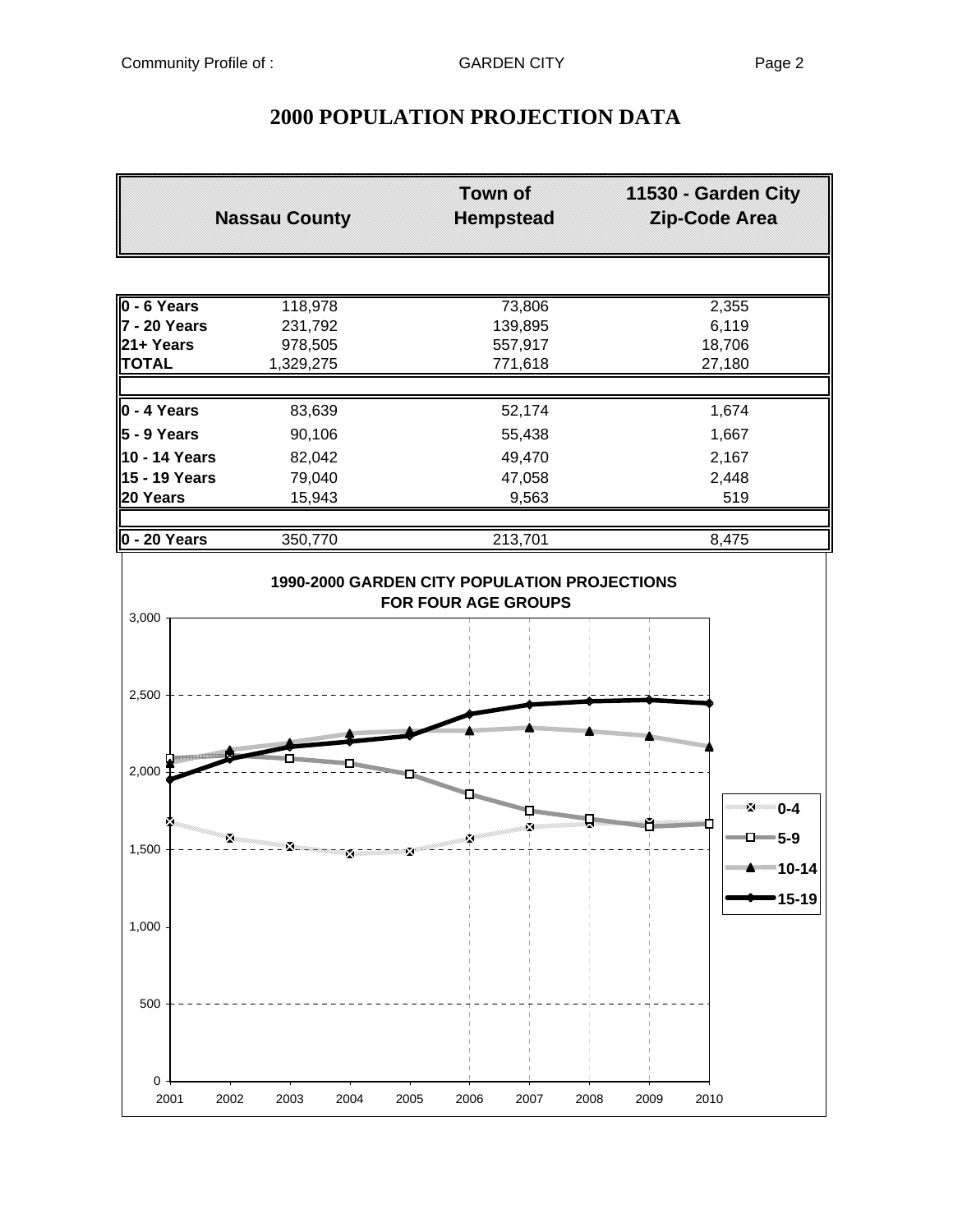# 2000 POPULATION PROJECTION DATA

| | Nassau County | Town of Hempstead | 11530 - Garden City Zip-Code Area |
|---|---|---|---|
| **0 - 6 Years** | 118,978 | 73,806 | 2,355 |
| **7 - 20 Years** | 231,792 | 139,895 | 6,119 |
| **21+ Years** | 978,505 | 557,917 | 18,706 |
| **TOTAL** | 1,329,275 | 771,618 | 27,180 |
| | | | |
| **0 - 4 Years** | 83,639 | 52,174 | 1,674 |
| **5 - 9 Years** | 90,106 | 55,438 | 1,667 |
| **10 - 14 Years** | 82,042 | 49,470 | 2,167 |
| **15 - 19 Years** | 79,040 | 47,058 | 2,448 |
| **20 Years** | 15,943 | 9,563 | 519 |
| | | | |
| **0 - 20 Years** | 350,770 | 213,701 | 8,475 |

**1990-2000 GARDEN CITY POPULATION PROJECTIONS FOR FOUR AGE GROUPS**

(Chart: y-axis 0 to 3,000; x-axis 2001 to 2010; series: 0-4, 5-9, 10-14, 15-19)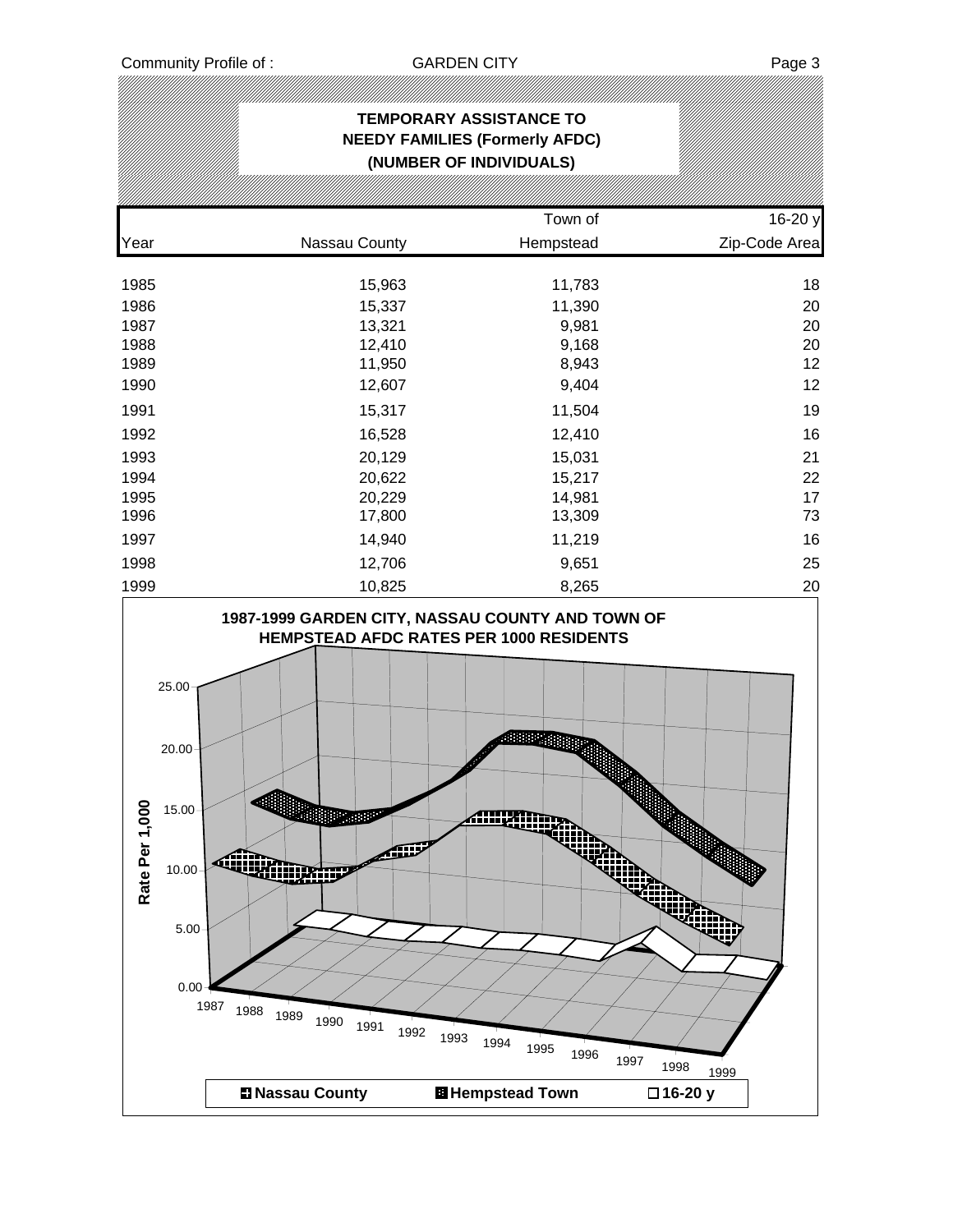## TEMPORARY ASSISTANCE TO NEEDY FAMILIES (Formerly AFDC) (NUMBER OF INDIVIDUALS)

| Year | Nassau County | Town of Hempstead | 16-20 y Zip-Code Area |
|---|---|---|---|
| 1985 | 15,963 | 11,783 | 18 |
| 1986 | 15,337 | 11,390 | 20 |
| 1987 | 13,321 | 9,981 | 20 |
| 1988 | 12,410 | 9,168 | 20 |
| 1989 | 11,950 | 8,943 | 12 |
| 1990 | 12,607 | 9,404 | 12 |
| 1991 | 15,317 | 11,504 | 19 |
| 1992 | 16,528 | 12,410 | 16 |
| 1993 | 20,129 | 15,031 | 21 |
| 1994 | 20,622 | 15,217 | 22 |
| 1995 | 20,229 | 14,981 | 17 |
| 1996 | 17,800 | 13,309 | 73 |
| 1997 | 14,940 | 11,219 | 16 |
| 1998 | 12,706 | 9,651 | 25 |
| 1999 | 10,825 | 8,265 | 20 |

**1987-1999 GARDEN CITY, NASSAU COUNTY AND TOWN OF HEMPSTEAD AFDC RATES PER 1000 RESIDENTS**

Rate Per 1,000: 0.00, 5.00, 10.00, 15.00, 20.00, 25.00

Years: 1987, 1988, 1989, 1990, 1991, 1992, 1993, 1994, 1995, 1996, 1997, 1998, 1999

Legend: Nassau County, Hempstead Town, 16-20 y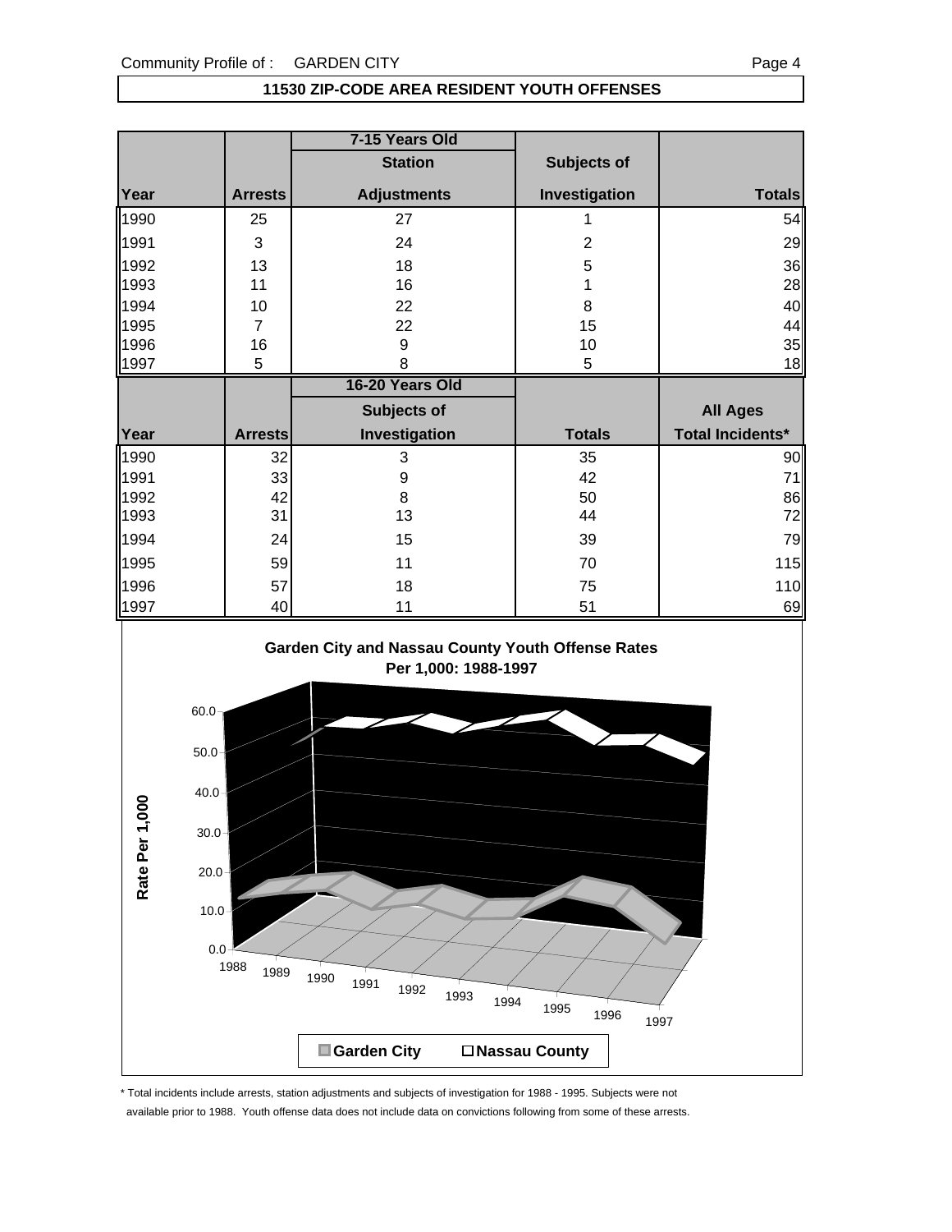## 11530 ZIP-CODE AREA RESIDENT YOUTH OFFENSES

| Year | Arrests | 7-15 Years Old Station Adjustments | Subjects of Investigation | Totals |
|---|---|---|---|---|
| 1990 | 25 | 27 | 1 | 54 |
| 1991 | 3 | 24 | 2 | 29 |
| 1992 | 13 | 18 | 5 | 36 |
| 1993 | 11 | 16 | 1 | 28 |
| 1994 | 10 | 22 | 8 | 40 |
| 1995 | 7 | 22 | 15 | 44 |
| 1996 | 16 | 9 | 10 | 35 |
| 1997 | 5 | 8 | 5 | 18 |

| Year | Arrests | 16-20 Years Old Subjects of Investigation | Totals | All Ages Total Incidents* |
|---|---|---|---|---|
| 1990 | 32 | 3 | 35 | 90 |
| 1991 | 33 | 9 | 42 | 71 |
| 1992 | 42 | 8 | 50 | 86 |
| 1993 | 31 | 13 | 44 | 72 |
| 1994 | 24 | 15 | 39 | 79 |
| 1995 | 59 | 11 | 70 | 115 |
| 1996 | 57 | 18 | 75 | 110 |
| 1997 | 40 | 11 | 51 | 69 |

**Garden City and Nassau County Youth Offense Rates Per 1,000: 1988-1997**

\* Total incidents include arrests, station adjustments and subjects of investigation for 1988 - 1995. Subjects were not available prior to 1988. Youth offense data does not include data on convictions following from some of these arrests.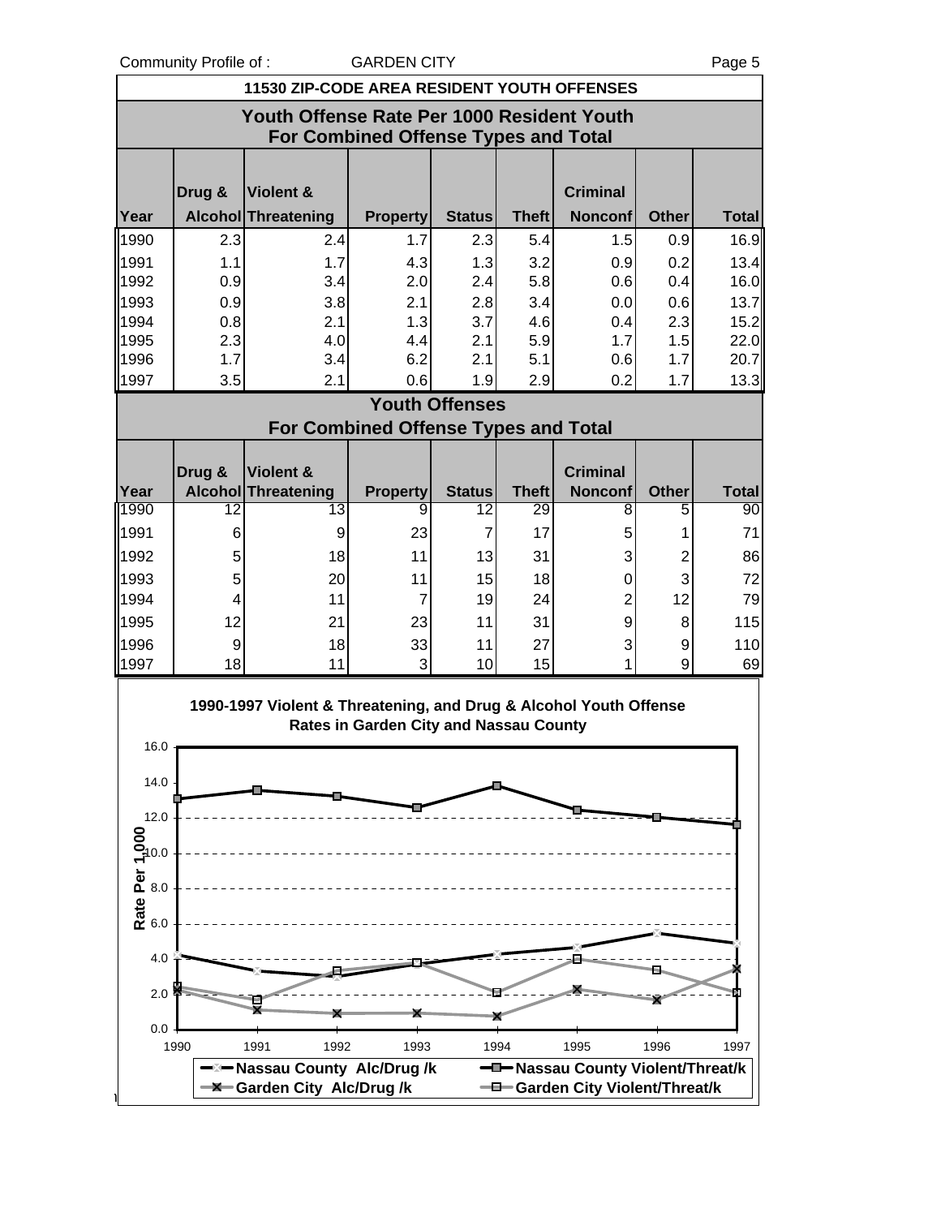## 11530 ZIP-CODE AREA RESIDENT YOUTH OFFENSES

### Youth Offense Rate Per 1000 Resident Youth For Combined Offense Types and Total

| Year | Drug & Alcohol | Violent & Threatening | Property | Status | Theft | Criminal Nonconf | Other | Total |
|---|---|---|---|---|---|---|---|---|
| 1990 | 2.3 | 2.4 | 1.7 | 2.3 | 5.4 | 1.5 | 0.9 | 16.9 |
| 1991 | 1.1 | 1.7 | 4.3 | 1.3 | 3.2 | 0.9 | 0.2 | 13.4 |
| 1992 | 0.9 | 3.4 | 2.0 | 2.4 | 5.8 | 0.6 | 0.4 | 16.0 |
| 1993 | 0.9 | 3.8 | 2.1 | 2.8 | 3.4 | 0.0 | 0.6 | 13.7 |
| 1994 | 0.8 | 2.1 | 1.3 | 3.7 | 4.6 | 0.4 | 2.3 | 15.2 |
| 1995 | 2.3 | 4.0 | 4.4 | 2.1 | 5.9 | 1.7 | 1.5 | 22.0 |
| 1996 | 1.7 | 3.4 | 6.2 | 2.1 | 5.1 | 0.6 | 1.7 | 20.7 |
| 1997 | 3.5 | 2.1 | 0.6 | 1.9 | 2.9 | 0.2 | 1.7 | 13.3 |

### Youth Offenses For Combined Offense Types and Total

| Year | Drug & Alcohol | Violent & Threatening | Property | Status | Theft | Criminal Nonconf | Other | Total |
|---|---|---|---|---|---|---|---|---|
| 1990 | 12 | 13 | 9 | 12 | 29 | 8 | 5 | 90 |
| 1991 | 6 | 9 | 23 | 7 | 17 | 5 | 1 | 71 |
| 1992 | 5 | 18 | 11 | 13 | 31 | 3 | 2 | 86 |
| 1993 | 5 | 20 | 11 | 15 | 18 | 0 | 3 | 72 |
| 1994 | 4 | 11 | 7 | 19 | 24 | 2 | 12 | 79 |
| 1995 | 12 | 21 | 23 | 11 | 31 | 9 | 8 | 115 |
| 1996 | 9 | 18 | 33 | 11 | 27 | 3 | 9 | 110 |
| 1997 | 18 | 11 | 3 | 10 | 15 | 1 | 9 | 69 |

**1990-1997 Violent & Threatening, and Drug & Alcohol Youth Offense Rates in Garden City and Nassau County**

Legend: Nassau County Alc/Drug /k; Nassau County Violent/Threat/k; Garden City Alc/Drug /k; Garden City Violent/Threat/k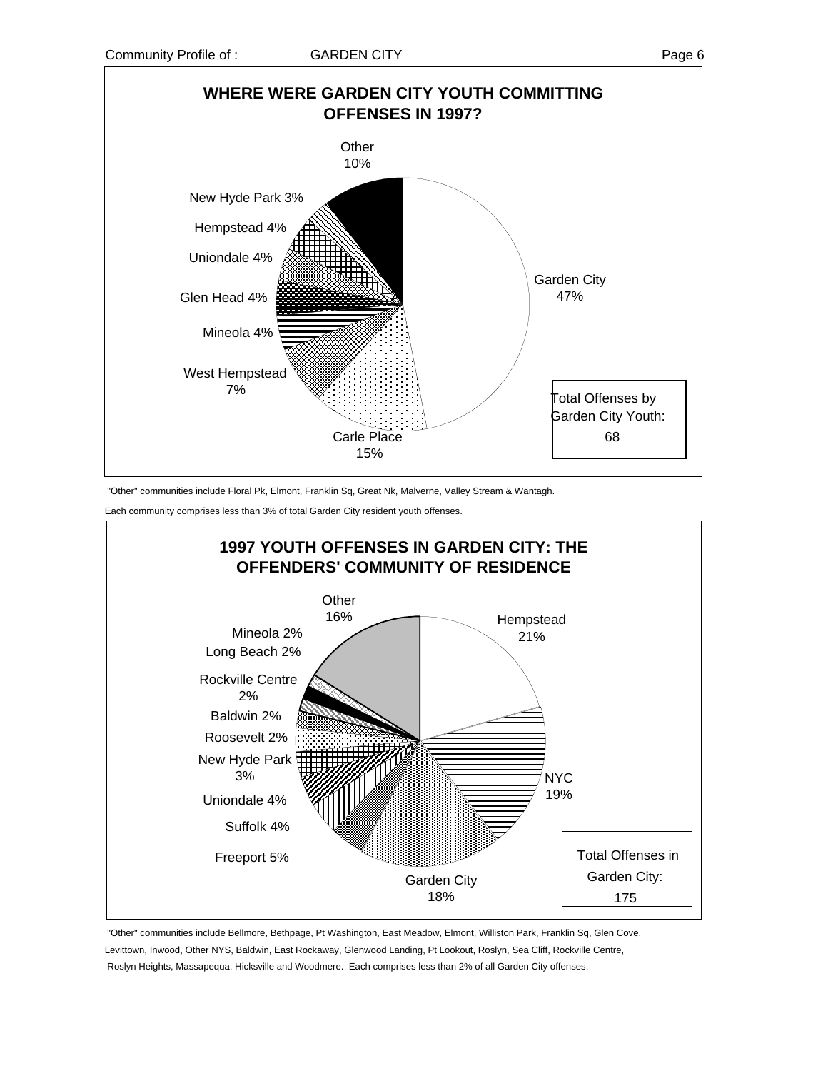## WHERE WERE GARDEN CITY YOUTH COMMITTING OFFENSES IN 1997?

| Community | Percent |
|---|---|
| Garden City | 47% |
| Carle Place | 15% |
| West Hempstead | 7% |
| Mineola | 4% |
| Glen Head | 4% |
| Uniondale | 4% |
| Hempstead | 4% |
| New Hyde Park | 3% |
| Other | 10% |

Total Offenses by Garden City Youth: 68

"Other" communities include Floral Pk, Elmont, Franklin Sq, Great Nk, Malverne, Valley Stream & Wantagh.

Each community comprises less than 3% of total Garden City resident youth offenses.

## 1997 YOUTH OFFENSES IN GARDEN CITY: THE OFFENDERS' COMMUNITY OF RESIDENCE

| Community | Percent |
|---|---|
| Hempstead | 21% |
| NYC | 19% |
| Garden City | 18% |
| Freeport | 5% |
| Suffolk | 4% |
| Uniondale | 4% |
| New Hyde Park | 3% |
| Roosevelt | 2% |
| Baldwin | 2% |
| Rockville Centre | 2% |
| Long Beach | 2% |
| Mineola | 2% |
| Other | 16% |

Total Offenses in Garden City: 175

"Other" communities include Bellmore, Bethpage, Pt Washington, East Meadow, Elmont, Williston Park, Franklin Sq, Glen Cove, Levittown, Inwood, Other NYS, Baldwin, East Rockaway, Glenwood Landing, Pt Lookout, Roslyn, Sea Cliff, Rockville Centre, Roslyn Heights, Massapequa, Hicksville and Woodmere. Each comprises less than 2% of all Garden City offenses.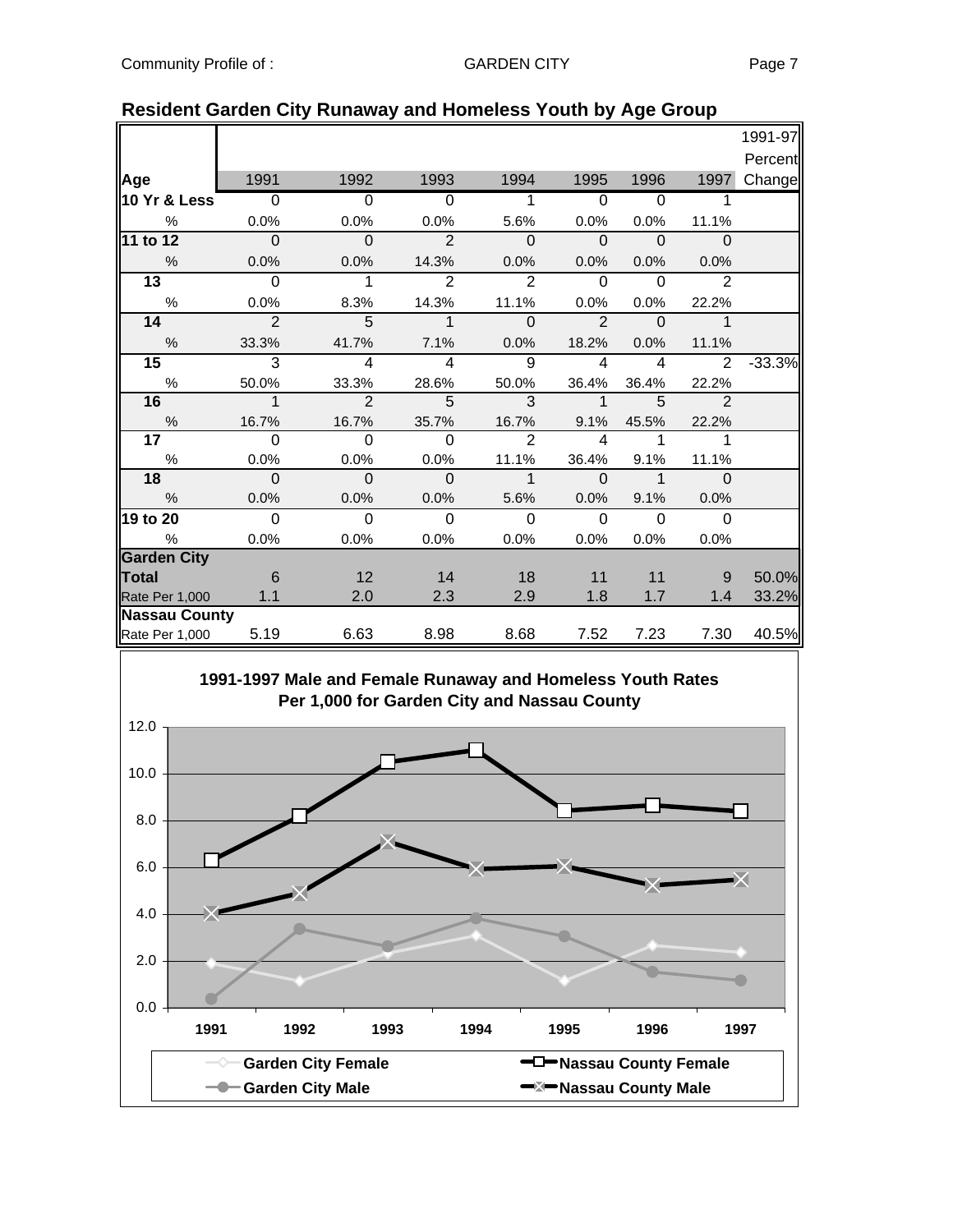## Resident Garden City Runaway and Homeless Youth by Age Group

| Age | 1991 | 1992 | 1993 | 1994 | 1995 | 1996 | 1997 | 1991-97 Percent Change |
|---|---|---|---|---|---|---|---|---|
| **10 Yr & Less** | 0 | 0 | 0 | 1 | 0 | 0 | 1 | |
| % | 0.0% | 0.0% | 0.0% | 5.6% | 0.0% | 0.0% | 11.1% | |
| **11 to 12** | 0 | 0 | 2 | 0 | 0 | 0 | 0 | |
| % | 0.0% | 0.0% | 14.3% | 0.0% | 0.0% | 0.0% | 0.0% | |
| **13** | 0 | 1 | 2 | 2 | 0 | 0 | 2 | |
| % | 0.0% | 8.3% | 14.3% | 11.1% | 0.0% | 0.0% | 22.2% | |
| **14** | 2 | 5 | 1 | 0 | 2 | 0 | 1 | |
| % | 33.3% | 41.7% | 7.1% | 0.0% | 18.2% | 0.0% | 11.1% | |
| **15** | 3 | 4 | 4 | 9 | 4 | 4 | 2 | -33.3% |
| % | 50.0% | 33.3% | 28.6% | 50.0% | 36.4% | 36.4% | 22.2% | |
| **16** | 1 | 2 | 5 | 3 | 1 | 5 | 2 | |
| % | 16.7% | 16.7% | 35.7% | 16.7% | 9.1% | 45.5% | 22.2% | |
| **17** | 0 | 0 | 0 | 2 | 4 | 1 | 1 | |
| % | 0.0% | 0.0% | 0.0% | 11.1% | 36.4% | 9.1% | 11.1% | |
| **18** | 0 | 0 | 0 | 1 | 0 | 1 | 0 | |
| % | 0.0% | 0.0% | 0.0% | 5.6% | 0.0% | 9.1% | 0.0% | |
| **19 to 20** | 0 | 0 | 0 | 0 | 0 | 0 | 0 | |
| % | 0.0% | 0.0% | 0.0% | 0.0% | 0.0% | 0.0% | 0.0% | |
| **Garden City Total** | 6 | 12 | 14 | 18 | 11 | 11 | 9 | 50.0% |
| Rate Per 1,000 | 1.1 | 2.0 | 2.3 | 2.9 | 1.8 | 1.7 | 1.4 | 33.2% |
| **Nassau County** | | | | | | | | |
| Rate Per 1,000 | 5.19 | 6.63 | 8.98 | 8.68 | 7.52 | 7.23 | 7.30 | 40.5% |

**1991-1997 Male and Female Runaway and Homeless Youth Rates Per 1,000 for Garden City and Nassau County**

Legend: Garden City Female; Garden City Male; Nassau County Female; Nassau County Male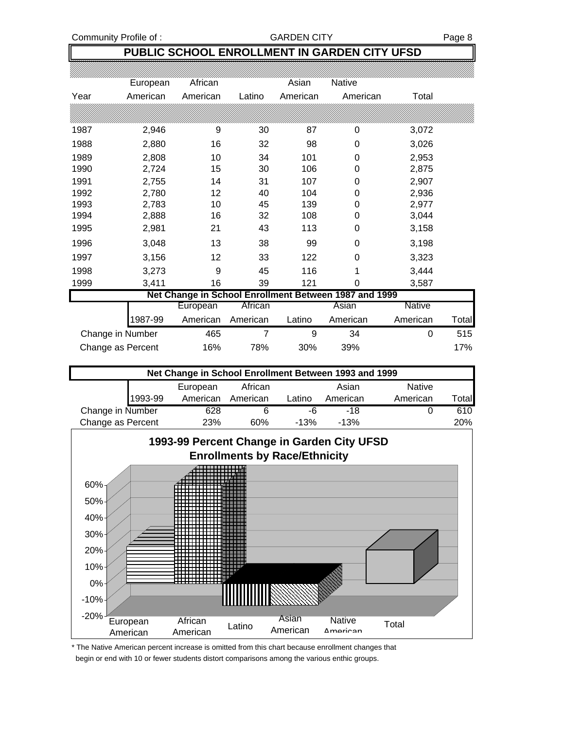# PUBLIC SCHOOL ENROLLMENT IN GARDEN CITY UFSD

| Year | European American | African American | Latino | Asian American | Native American | Total |
|---|---|---|---|---|---|---|
| 1987 | 2,946 | 9 | 30 | 87 | 0 | 3,072 |
| 1988 | 2,880 | 16 | 32 | 98 | 0 | 3,026 |
| 1989 | 2,808 | 10 | 34 | 101 | 0 | 2,953 |
| 1990 | 2,724 | 15 | 30 | 106 | 0 | 2,875 |
| 1991 | 2,755 | 14 | 31 | 107 | 0 | 2,907 |
| 1992 | 2,780 | 12 | 40 | 104 | 0 | 2,936 |
| 1993 | 2,783 | 10 | 45 | 139 | 0 | 2,977 |
| 1994 | 2,888 | 16 | 32 | 108 | 0 | 3,044 |
| 1995 | 2,981 | 21 | 43 | 113 | 0 | 3,158 |
| 1996 | 3,048 | 13 | 38 | 99 | 0 | 3,198 |
| 1997 | 3,156 | 12 | 33 | 122 | 0 | 3,323 |
| 1998 | 3,273 | 9 | 45 | 116 | 1 | 3,444 |
| 1999 | 3,411 | 16 | 39 | 121 | 0 | 3,587 |

**Net Change in School Enrollment Between 1987 and 1999**

| 1987-99 | European American | African American | Latino | Asian American | Native American | Total |
|---|---|---|---|---|---|---|
| Change in Number | 465 | 7 | 9 | 34 | 0 | 515 |
| Change as Percent | 16% | 78% | 30% | 39% | | 17% |

**Net Change in School Enrollment Between 1993 and 1999**

| 1993-99 | European American | African American | Latino | Asian American | Native American | Total |
|---|---|---|---|---|---|---|
| Change in Number | 628 | 6 | -6 | -18 | 0 | 610 |
| Change as Percent | 23% | 60% | -13% | -13% | | 20% |

**1993-99 Percent Change in Garden City UFSD Enrollments by Race/Ethnicity**

\* The Native American percent increase is omitted from this chart because enrollment changes that begin or end with 10 or fewer students distort comparisons among the various enthic groups.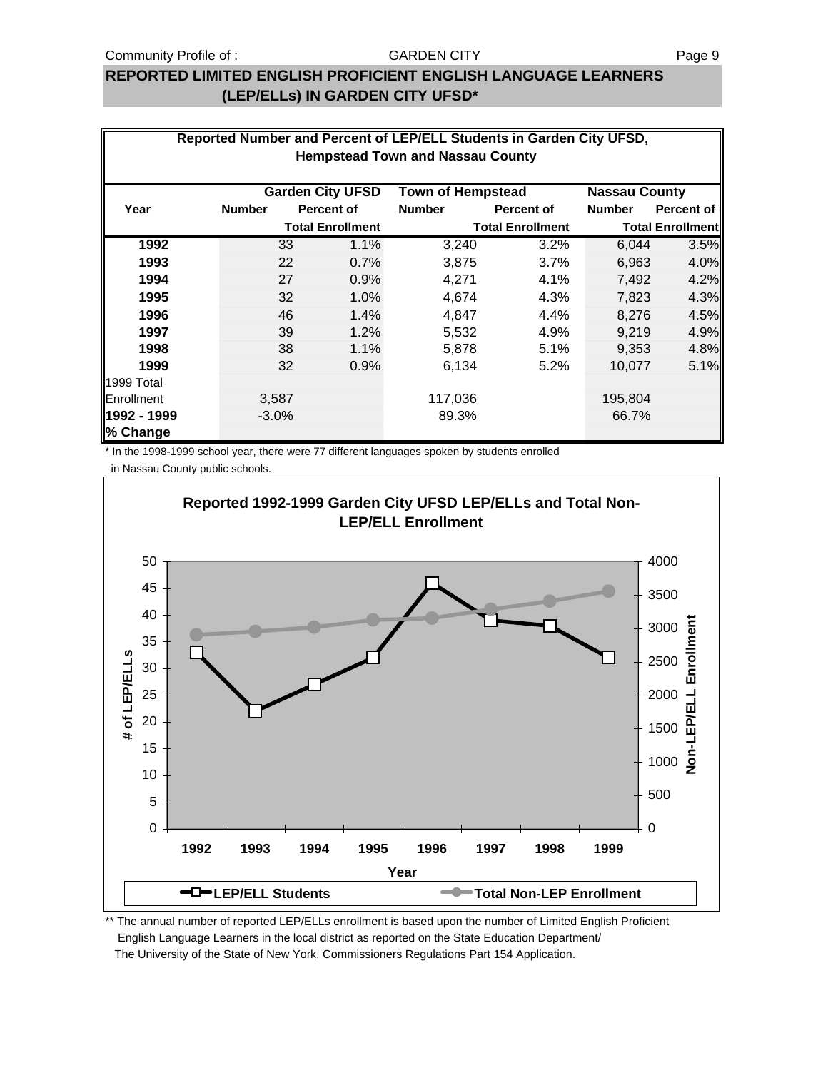## REPORTED LIMITED ENGLISH PROFICIENT ENGLISH LANGUAGE LEARNERS (LEP/ELLs) IN GARDEN CITY UFSD*

**Reported Number and Percent of LEP/ELL Students in Garden City UFSD, Hempstead Town and Nassau County**

| Year | Garden City UFSD | | Town of Hempstead | | Nassau County | |
|---|---|---|---|---|---|---|
| | Number | Percent of Total Enrollment | Number | Percent of Total Enrollment | Number | Percent of Total Enrollment |
| **1992** | 33 | 1.1% | 3,240 | 3.2% | 6,044 | 3.5% |
| **1993** | 22 | 0.7% | 3,875 | 3.7% | 6,963 | 4.0% |
| **1994** | 27 | 0.9% | 4,271 | 4.1% | 7,492 | 4.2% |
| **1995** | 32 | 1.0% | 4,674 | 4.3% | 7,823 | 4.3% |
| **1996** | 46 | 1.4% | 4,847 | 4.4% | 8,276 | 4.5% |
| **1997** | 39 | 1.2% | 5,532 | 4.9% | 9,219 | 4.9% |
| **1998** | 38 | 1.1% | 5,878 | 5.1% | 9,353 | 4.8% |
| **1999** | 32 | 0.9% | 6,134 | 5.2% | 10,077 | 5.1% |
| 1999 Total Enrollment | 3,587 | | 117,036 | | 195,804 | |
| **1992 - 1999 % Change** | -3.0% | | 89.3% | | 66.7% | |

\* In the 1998-1999 school year, there were 77 different languages spoken by students enrolled in Nassau County public schools.

**Reported 1992-1999 Garden City UFSD LEP/ELLs and Total Non-LEP/ELL Enrollment**

\*\* The annual number of reported LEP/ELLs enrollment is based upon the number of Limited English Proficient English Language Learners in the local district as reported on the State Education Department/ The University of the State of New York, Commissioners Regulations Part 154 Application.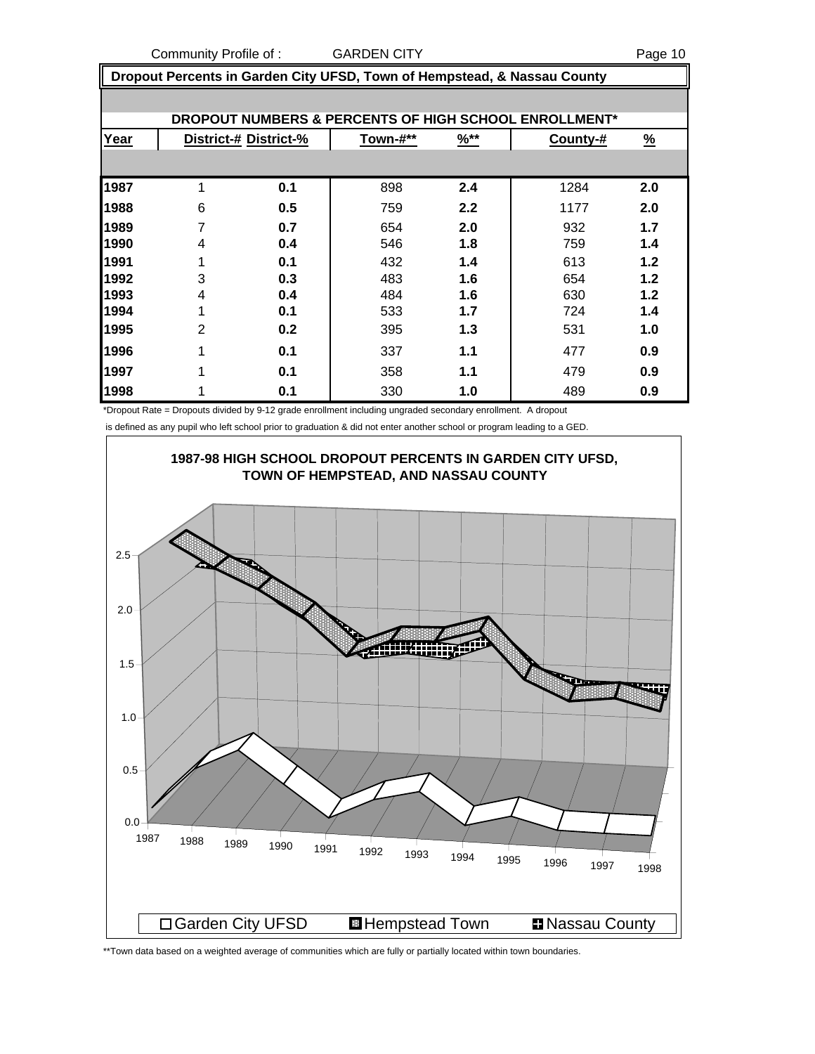Community Profile of : GARDEN CITY

## Dropout Percents in Garden City UFSD, Town of Hempstead, & Nassau County

### DROPOUT NUMBERS & PERCENTS OF HIGH SCHOOL ENROLLMENT*

| Year | District-# | District-% | Town-#** | %** | County-# | % |
|---|---|---|---|---|---|---|
| **1987** | 1 | **0.1** | 898 | **2.4** | 1284 | **2.0** |
| **1988** | 6 | **0.5** | 759 | **2.2** | 1177 | **2.0** |
| **1989** | 7 | **0.7** | 654 | **2.0** | 932 | **1.7** |
| **1990** | 4 | **0.4** | 546 | **1.8** | 759 | **1.4** |
| **1991** | 1 | **0.1** | 432 | **1.4** | 613 | **1.2** |
| **1992** | 3 | **0.3** | 483 | **1.6** | 654 | **1.2** |
| **1993** | 4 | **0.4** | 484 | **1.6** | 630 | **1.2** |
| **1994** | 1 | **0.1** | 533 | **1.7** | 724 | **1.4** |
| **1995** | 2 | **0.2** | 395 | **1.3** | 531 | **1.0** |
| **1996** | 1 | **0.1** | 337 | **1.1** | 477 | **0.9** |
| **1997** | 1 | **0.1** | 358 | **1.1** | 479 | **0.9** |
| **1998** | 1 | **0.1** | 330 | **1.0** | 489 | **0.9** |

*Dropout Rate = Dropouts divided by 9-12 grade enrollment including ungraded secondary enrollment. A dropout is defined as any pupil who left school prior to graduation & did not enter another school or program leading to a GED.

**1987-98 HIGH SCHOOL DROPOUT PERCENTS IN GARDEN CITY UFSD, TOWN OF HEMPSTEAD, AND NASSAU COUNTY**

Garden City UFSD | Hempstead Town | Nassau County

**Town data based on a weighted average of communities which are fully or partially located within town boundaries.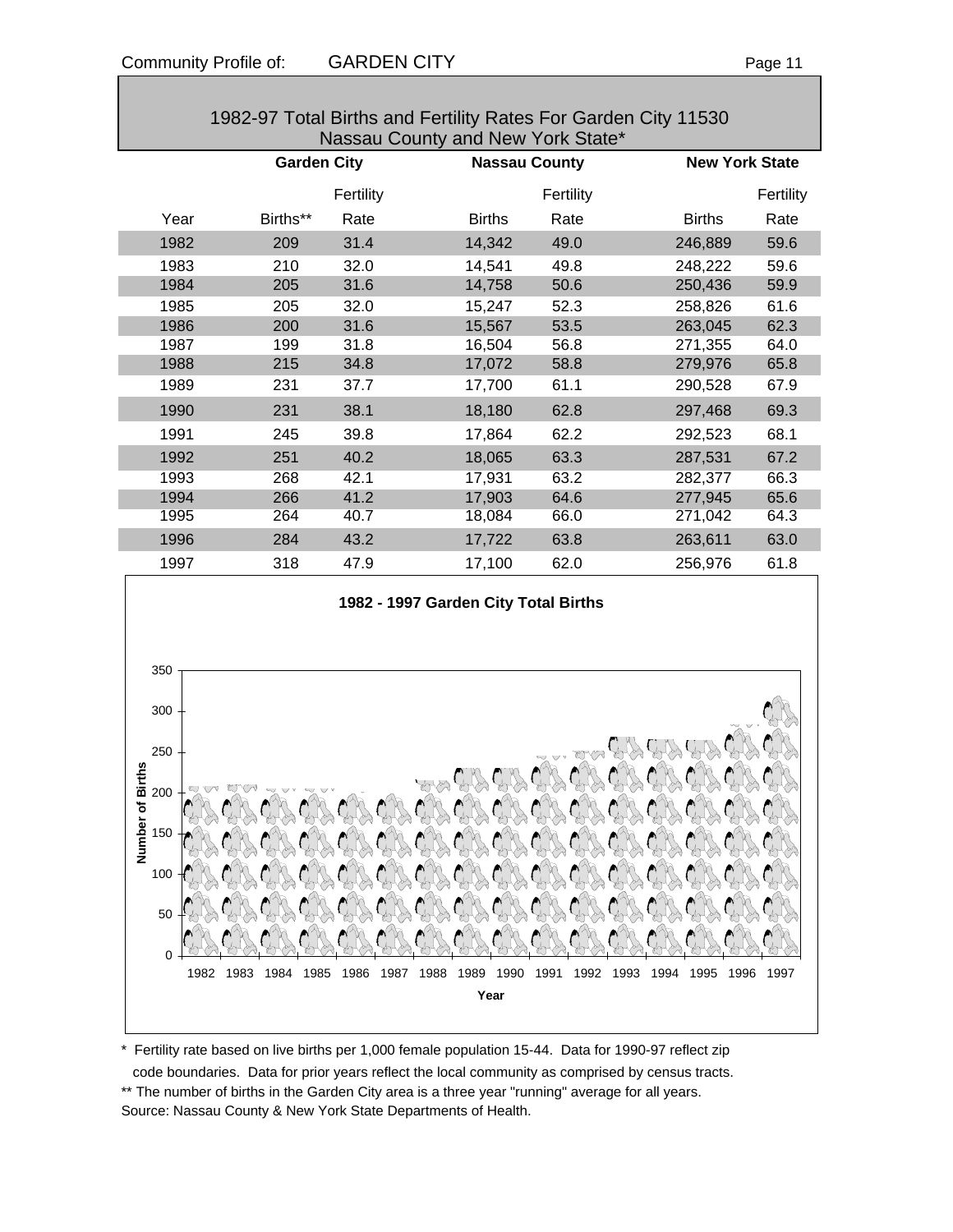## 1982-97 Total Births and Fertility Rates For Garden City 11530 Nassau County and New York State*

| | Garden City | | Nassau County | | New York State | |
|---|---|---|---|---|---|---|
| Year | Births** | Fertility Rate | Births | Fertility Rate | Births | Fertility Rate |
| 1982 | 209 | 31.4 | 14,342 | 49.0 | 246,889 | 59.6 |
| 1983 | 210 | 32.0 | 14,541 | 49.8 | 248,222 | 59.6 |
| 1984 | 205 | 31.6 | 14,758 | 50.6 | 250,436 | 59.9 |
| 1985 | 205 | 32.0 | 15,247 | 52.3 | 258,826 | 61.6 |
| 1986 | 200 | 31.6 | 15,567 | 53.5 | 263,045 | 62.3 |
| 1987 | 199 | 31.8 | 16,504 | 56.8 | 271,355 | 64.0 |
| 1988 | 215 | 34.8 | 17,072 | 58.8 | 279,976 | 65.8 |
| 1989 | 231 | 37.7 | 17,700 | 61.1 | 290,528 | 67.9 |
| 1990 | 231 | 38.1 | 18,180 | 62.8 | 297,468 | 69.3 |
| 1991 | 245 | 39.8 | 17,864 | 62.2 | 292,523 | 68.1 |
| 1992 | 251 | 40.2 | 18,065 | 63.3 | 287,531 | 67.2 |
| 1993 | 268 | 42.1 | 17,931 | 63.2 | 282,377 | 66.3 |
| 1994 | 266 | 41.2 | 17,903 | 64.6 | 277,945 | 65.6 |
| 1995 | 264 | 40.7 | 18,084 | 66.0 | 271,042 | 64.3 |
| 1996 | 284 | 43.2 | 17,722 | 63.8 | 263,611 | 63.0 |
| 1997 | 318 | 47.9 | 17,100 | 62.0 | 256,976 | 61.8 |

**1982 - 1997 Garden City Total Births**

\* Fertility rate based on live births per 1,000 female population 15-44. Data for 1990-97 reflect zip code boundaries. Data for prior years reflect the local community as comprised by census tracts.

\** The number of births in the Garden City area is a three year "running" average for all years.

Source: Nassau County & New York State Departments of Health.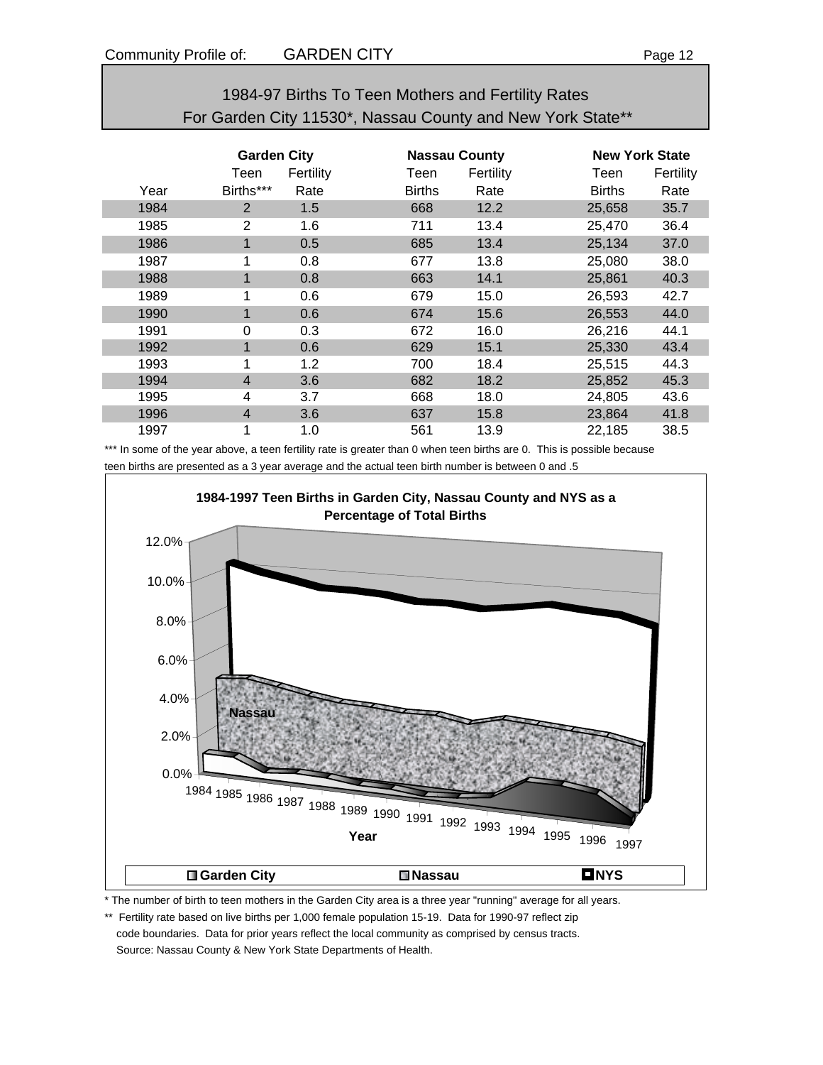## 1984-97 Births To Teen Mothers and Fertility Rates For Garden City 11530*, Nassau County and New York State**

| | Garden City | | Nassau County | | New York State | |
|---|---|---|---|---|---|---|
| Year | Teen Births*** | Fertility Rate | Teen Births | Fertility Rate | Teen Births | Fertility Rate |
| 1984 | 2 | 1.5 | 668 | 12.2 | 25,658 | 35.7 |
| 1985 | 2 | 1.6 | 711 | 13.4 | 25,470 | 36.4 |
| 1986 | 1 | 0.5 | 685 | 13.4 | 25,134 | 37.0 |
| 1987 | 1 | 0.8 | 677 | 13.8 | 25,080 | 38.0 |
| 1988 | 1 | 0.8 | 663 | 14.1 | 25,861 | 40.3 |
| 1989 | 1 | 0.6 | 679 | 15.0 | 26,593 | 42.7 |
| 1990 | 1 | 0.6 | 674 | 15.6 | 26,553 | 44.0 |
| 1991 | 0 | 0.3 | 672 | 16.0 | 26,216 | 44.1 |
| 1992 | 1 | 0.6 | 629 | 15.1 | 25,330 | 43.4 |
| 1993 | 1 | 1.2 | 700 | 18.4 | 25,515 | 44.3 |
| 1994 | 4 | 3.6 | 682 | 18.2 | 25,852 | 45.3 |
| 1995 | 4 | 3.7 | 668 | 18.0 | 24,805 | 43.6 |
| 1996 | 4 | 3.6 | 637 | 15.8 | 23,864 | 41.8 |
| 1997 | 1 | 1.0 | 561 | 13.9 | 22,185 | 38.5 |

*** In some of the year above, a teen fertility rate is greater than 0 when teen births are 0. This is possible because teen births are presented as a 3 year average and the actual teen birth number is between 0 and .5

**1984-1997 Teen Births in Garden City, Nassau County and NYS as a Percentage of Total Births**

* The number of birth to teen mothers in the Garden City area is a three year "running" average for all years.

** Fertility rate based on live births per 1,000 female population 15-19. Data for 1990-97 reflect zip code boundaries. Data for prior years reflect the local community as comprised by census tracts.
Source: Nassau County & New York State Departments of Health.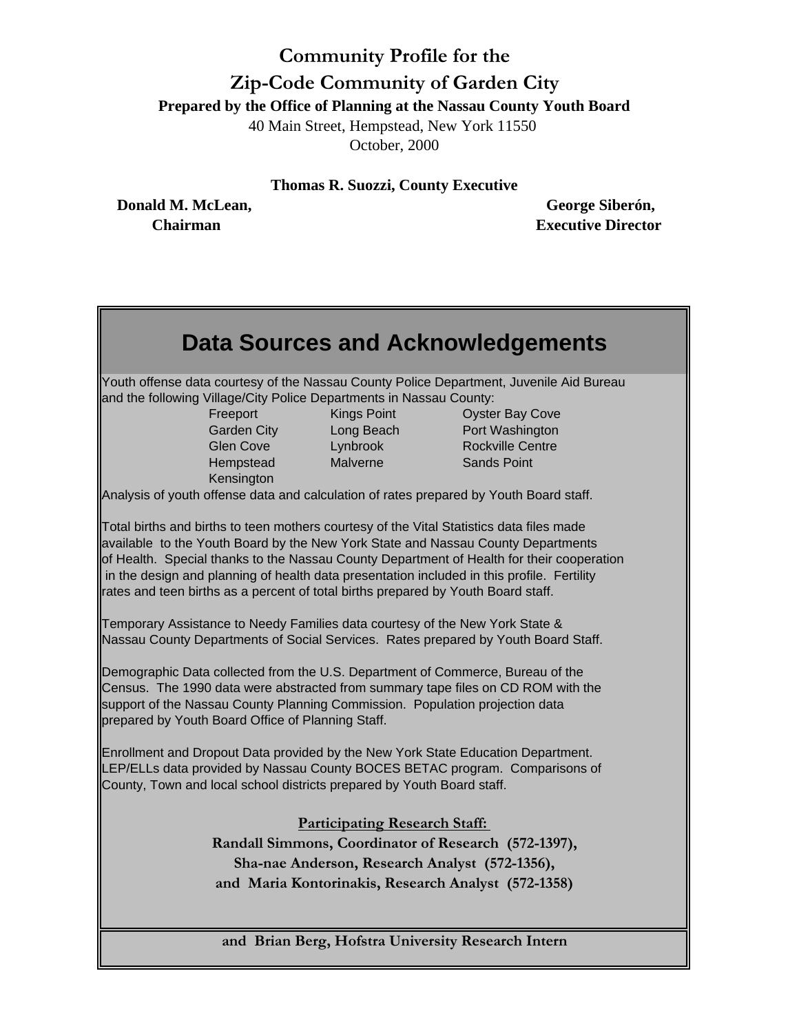# Community Profile for the
# Zip-Code Community of Garden City

**Prepared by the Office of Planning at the Nassau County Youth Board**

40 Main Street, Hempstead, New York 11550

October, 2000

**Thomas R. Suozzi, County Executive**

**Donald M. McLean, Chairman**

**George Siberón, Executive Director**

## Data Sources and Acknowledgements

Youth offense data courtesy of the Nassau County Police Department, Juvenile Aid Bureau and the following Village/City Police Departments in Nassau County:

| | | |
|---|---|---|
| Freeport | Kings Point | Oyster Bay Cove |
| Garden City | Long Beach | Port Washington |
| Glen Cove | Lynbrook | Rockville Centre |
| Hempstead | Malverne | Sands Point |
| Kensington | | |

Analysis of youth offense data and calculation of rates prepared by Youth Board staff.

Total births and births to teen mothers courtesy of the Vital Statistics data files made available to the Youth Board by the New York State and Nassau County Departments of Health. Special thanks to the Nassau County Department of Health for their cooperation in the design and planning of health data presentation included in this profile. Fertility rates and teen births as a percent of total births prepared by Youth Board staff.

Temporary Assistance to Needy Families data courtesy of the New York State & Nassau County Departments of Social Services. Rates prepared by Youth Board Staff.

Demographic Data collected from the U.S. Department of Commerce, Bureau of the Census. The 1990 data were abstracted from summary tape files on CD ROM with the support of the Nassau County Planning Commission. Population projection data prepared by Youth Board Office of Planning Staff.

Enrollment and Dropout Data provided by the New York State Education Department. LEP/ELLs data provided by Nassau County BOCES BETAC program. Comparisons of County, Town and local school districts prepared by Youth Board staff.

**Participating Research Staff:**

**Randall Simmons, Coordinator of Research (572-1397),**
**Sha-nae Anderson, Research Analyst (572-1356),**
**and Maria Kontorinakis, Research Analyst (572-1358)**

**and Brian Berg, Hofstra University Research Intern**